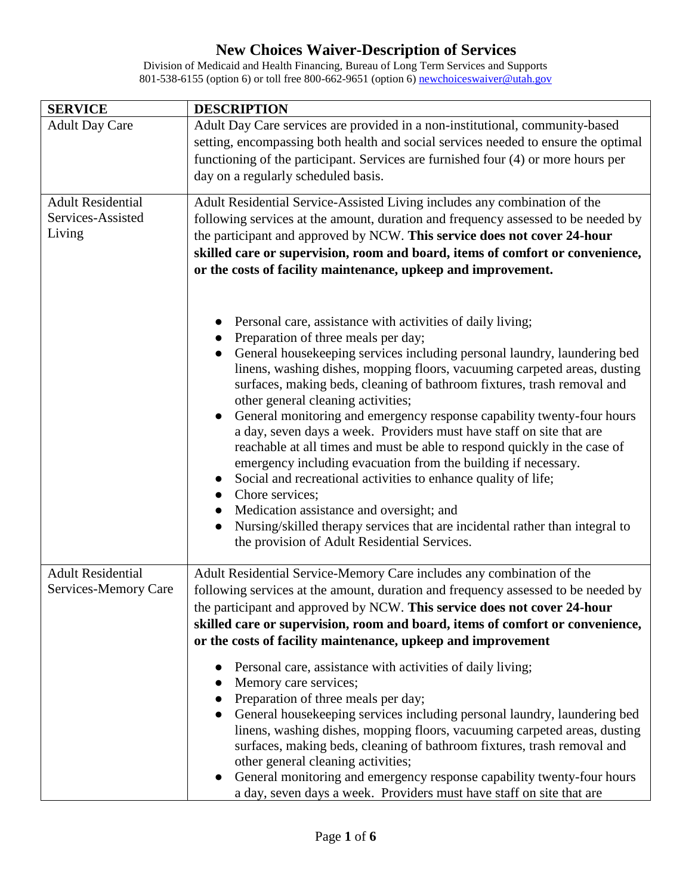# New Choices Waiver-Description of Services

Division of Medicaid and Health Financing, Bureau of Long Term Services and Supports
801-538-6155 (option 6) or toll free 800-662-9651 (option 6) newchoiceswaiver@utah.gov

| SERVICE | DESCRIPTION |
|---|---|
| Adult Day Care | Adult Day Care services are provided in a non-institutional, community-based setting, encompassing both health and social services needed to ensure the optimal functioning of the participant. Services are furnished four (4) or more hours per day on a regularly scheduled basis. |
| Adult Residential Services-Assisted Living | Adult Residential Service-Assisted Living includes any combination of the following services at the amount, duration and frequency assessed to be needed by the participant and approved by NCW. **This service does not cover 24-hour skilled care or supervision, room and board, items of comfort or convenience, or the costs of facility maintenance, upkeep and improvement.**<br><br>● Personal care, assistance with activities of daily living;<br>● Preparation of three meals per day;<br>● General housekeeping services including personal laundry, laundering bed linens, washing dishes, mopping floors, vacuuming carpeted areas, dusting surfaces, making beds, cleaning of bathroom fixtures, trash removal and other general cleaning activities;<br>● General monitoring and emergency response capability twenty-four hours a day, seven days a week. Providers must have staff on site that are reachable at all times and must be able to respond quickly in the case of emergency including evacuation from the building if necessary.<br>● Social and recreational activities to enhance quality of life;<br>● Chore services;<br>● Medication assistance and oversight; and<br>● Nursing/skilled therapy services that are incidental rather than integral to the provision of Adult Residential Services. |
| Adult Residential Services-Memory Care | Adult Residential Service-Memory Care includes any combination of the following services at the amount, duration and frequency assessed to be needed by the participant and approved by NCW. **This service does not cover 24-hour skilled care or supervision, room and board, items of comfort or convenience, or the costs of facility maintenance, upkeep and improvement**<br><br>● Personal care, assistance with activities of daily living;<br>● Memory care services;<br>● Preparation of three meals per day;<br>● General housekeeping services including personal laundry, laundering bed linens, washing dishes, mopping floors, vacuuming carpeted areas, dusting surfaces, making beds, cleaning of bathroom fixtures, trash removal and other general cleaning activities;<br>● General monitoring and emergency response capability twenty-four hours a day, seven days a week. Providers must have staff on site that are |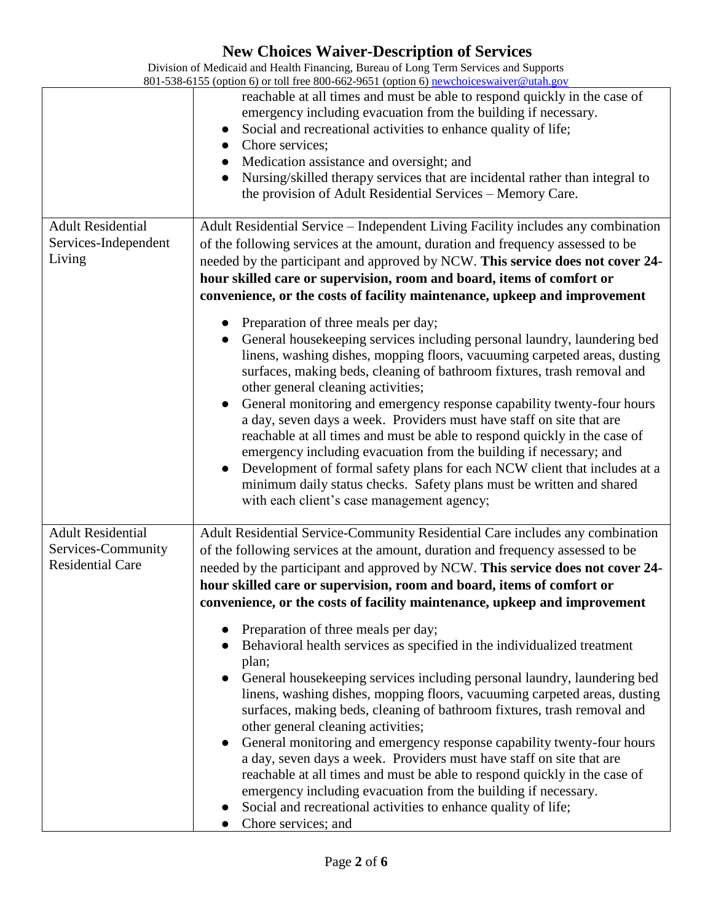| | |
|---|---|
| | reachable at all times and must be able to respond quickly in the case of emergency including evacuation from the building if necessary.<br>● Social and recreational activities to enhance quality of life;<br>● Chore services;<br>● Medication assistance and oversight; and<br>● Nursing/skilled therapy services that are incidental rather than integral to the provision of Adult Residential Services – Memory Care. |
| Adult Residential Services-Independent Living | Adult Residential Service – Independent Living Facility includes any combination of the following services at the amount, duration and frequency assessed to be needed by the participant and approved by NCW. **This service does not cover 24-hour skilled care or supervision, room and board, items of comfort or convenience, or the costs of facility maintenance, upkeep and improvement**<br>● Preparation of three meals per day;<br>● General housekeeping services including personal laundry, laundering bed linens, washing dishes, mopping floors, vacuuming carpeted areas, dusting surfaces, making beds, cleaning of bathroom fixtures, trash removal and other general cleaning activities;<br>● General monitoring and emergency response capability twenty-four hours a day, seven days a week. Providers must have staff on site that are reachable at all times and must be able to respond quickly in the case of emergency including evacuation from the building if necessary; and<br>● Development of formal safety plans for each NCW client that includes at a minimum daily status checks. Safety plans must be written and shared with each client's case management agency; |
| Adult Residential Services-Community Residential Care | Adult Residential Service-Community Residential Care includes any combination of the following services at the amount, duration and frequency assessed to be needed by the participant and approved by NCW. **This service does not cover 24-hour skilled care or supervision, room and board, items of comfort or convenience, or the costs of facility maintenance, upkeep and improvement**<br>● Preparation of three meals per day;<br>● Behavioral health services as specified in the individualized treatment plan;<br>● General housekeeping services including personal laundry, laundering bed linens, washing dishes, mopping floors, vacuuming carpeted areas, dusting surfaces, making beds, cleaning of bathroom fixtures, trash removal and other general cleaning activities;<br>● General monitoring and emergency response capability twenty-four hours a day, seven days a week. Providers must have staff on site that are reachable at all times and must be able to respond quickly in the case of emergency including evacuation from the building if necessary.<br>● Social and recreational activities to enhance quality of life;<br>● Chore services; and |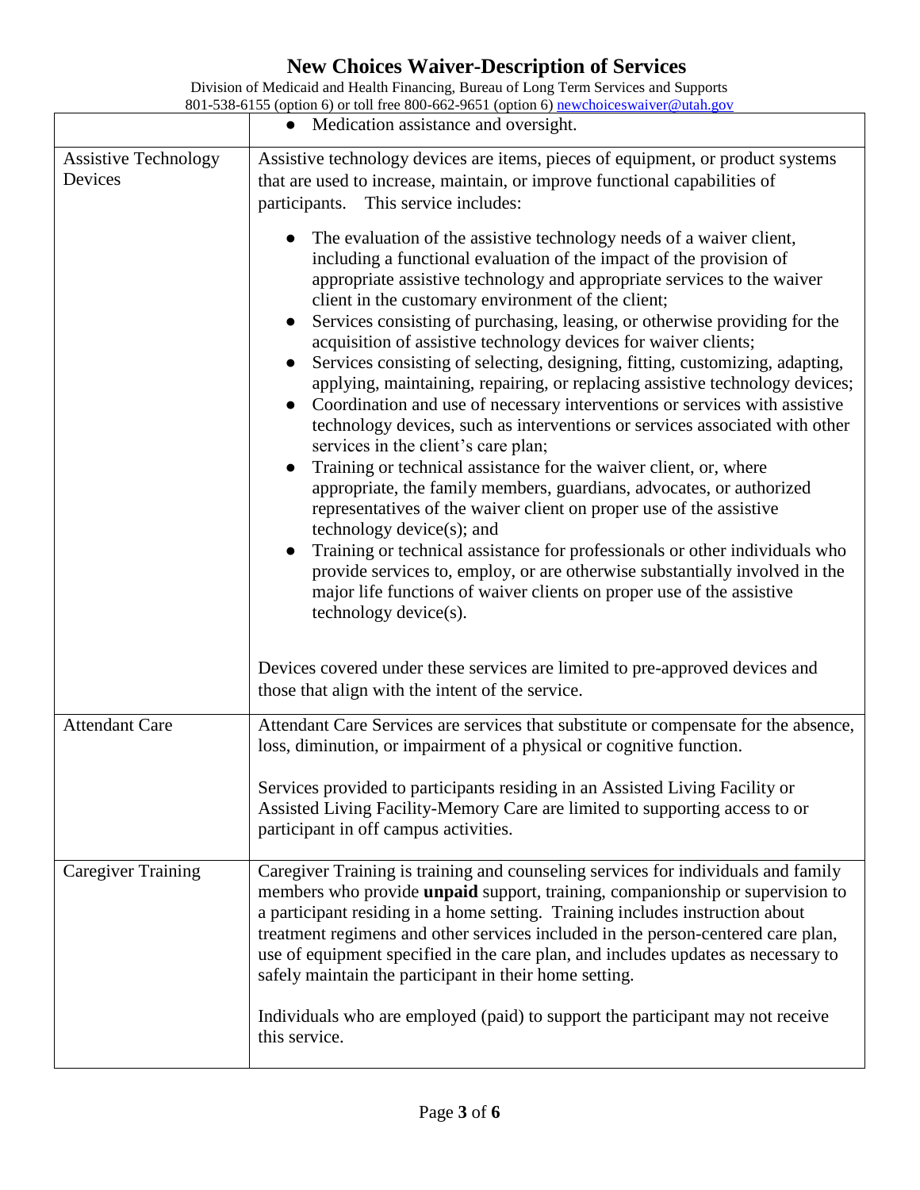| | |
|---|---|
| | ● Medication assistance and oversight. |
| Assistive Technology Devices | Assistive technology devices are items, pieces of equipment, or product systems that are used to increase, maintain, or improve functional capabilities of participants. This service includes:<br><br>● The evaluation of the assistive technology needs of a waiver client, including a functional evaluation of the impact of the provision of appropriate assistive technology and appropriate services to the waiver client in the customary environment of the client;<br>● Services consisting of purchasing, leasing, or otherwise providing for the acquisition of assistive technology devices for waiver clients;<br>● Services consisting of selecting, designing, fitting, customizing, adapting, applying, maintaining, repairing, or replacing assistive technology devices;<br>● Coordination and use of necessary interventions or services with assistive technology devices, such as interventions or services associated with other services in the client's care plan;<br>● Training or technical assistance for the waiver client, or, where appropriate, the family members, guardians, advocates, or authorized representatives of the waiver client on proper use of the assistive technology device(s); and<br>● Training or technical assistance for professionals or other individuals who provide services to, employ, or are otherwise substantially involved in the major life functions of waiver clients on proper use of the assistive technology device(s).<br><br>Devices covered under these services are limited to pre-approved devices and those that align with the intent of the service. |
| Attendant Care | Attendant Care Services are services that substitute or compensate for the absence, loss, diminution, or impairment of a physical or cognitive function.<br><br>Services provided to participants residing in an Assisted Living Facility or Assisted Living Facility-Memory Care are limited to supporting access to or participant in off campus activities. |
| Caregiver Training | Caregiver Training is training and counseling services for individuals and family members who provide **unpaid** support, training, companionship or supervision to a participant residing in a home setting. Training includes instruction about treatment regimens and other services included in the person-centered care plan, use of equipment specified in the care plan, and includes updates as necessary to safely maintain the participant in their home setting.<br><br>Individuals who are employed (paid) to support the participant may not receive this service. |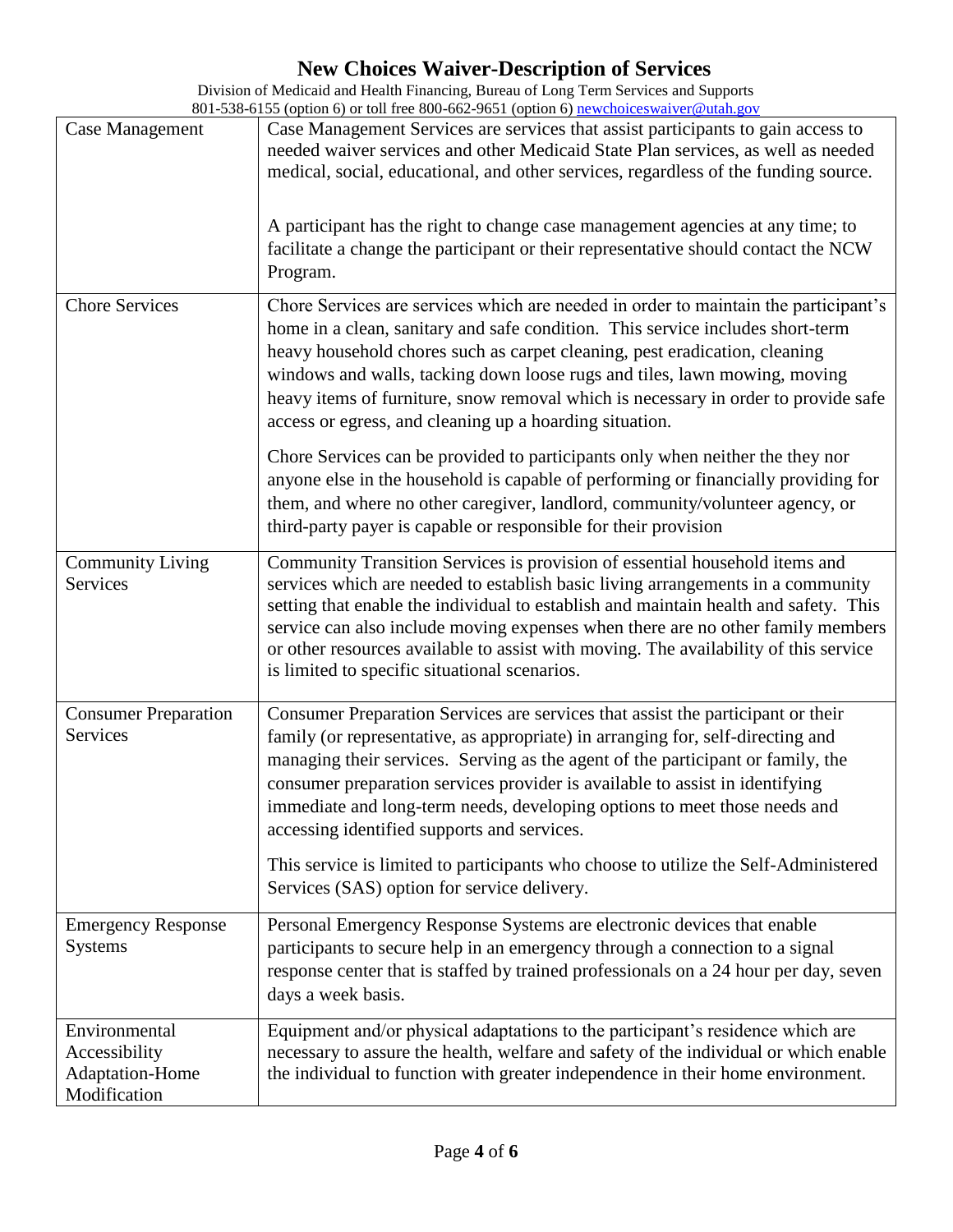# New Choices Waiver-Description of Services

Division of Medicaid and Health Financing, Bureau of Long Term Services and Supports
801-538-6155 (option 6) or toll free 800-662-9651 (option 6) newchoiceswaiver@utah.gov

| | |
|---|---|
| Case Management | Case Management Services are services that assist participants to gain access to needed waiver services and other Medicaid State Plan services, as well as needed medical, social, educational, and other services, regardless of the funding source.<br><br>A participant has the right to change case management agencies at any time; to facilitate a change the participant or their representative should contact the NCW Program. |
| Chore Services | Chore Services are services which are needed in order to maintain the participant's home in a clean, sanitary and safe condition. This service includes short-term heavy household chores such as carpet cleaning, pest eradication, cleaning windows and walls, tacking down loose rugs and tiles, lawn mowing, moving heavy items of furniture, snow removal which is necessary in order to provide safe access or egress, and cleaning up a hoarding situation.<br><br>Chore Services can be provided to participants only when neither the they nor anyone else in the household is capable of performing or financially providing for them, and where no other caregiver, landlord, community/volunteer agency, or third-party payer is capable or responsible for their provision |
| Community Living Services | Community Transition Services is provision of essential household items and services which are needed to establish basic living arrangements in a community setting that enable the individual to establish and maintain health and safety. This service can also include moving expenses when there are no other family members or other resources available to assist with moving. The availability of this service is limited to specific situational scenarios. |
| Consumer Preparation Services | Consumer Preparation Services are services that assist the participant or their family (or representative, as appropriate) in arranging for, self-directing and managing their services. Serving as the agent of the participant or family, the consumer preparation services provider is available to assist in identifying immediate and long-term needs, developing options to meet those needs and accessing identified supports and services.<br><br>This service is limited to participants who choose to utilize the Self-Administered Services (SAS) option for service delivery. |
| Emergency Response Systems | Personal Emergency Response Systems are electronic devices that enable participants to secure help in an emergency through a connection to a signal response center that is staffed by trained professionals on a 24 hour per day, seven days a week basis. |
| Environmental Accessibility Adaptation-Home Modification | Equipment and/or physical adaptations to the participant's residence which are necessary to assure the health, welfare and safety of the individual or which enable the individual to function with greater independence in their home environment. |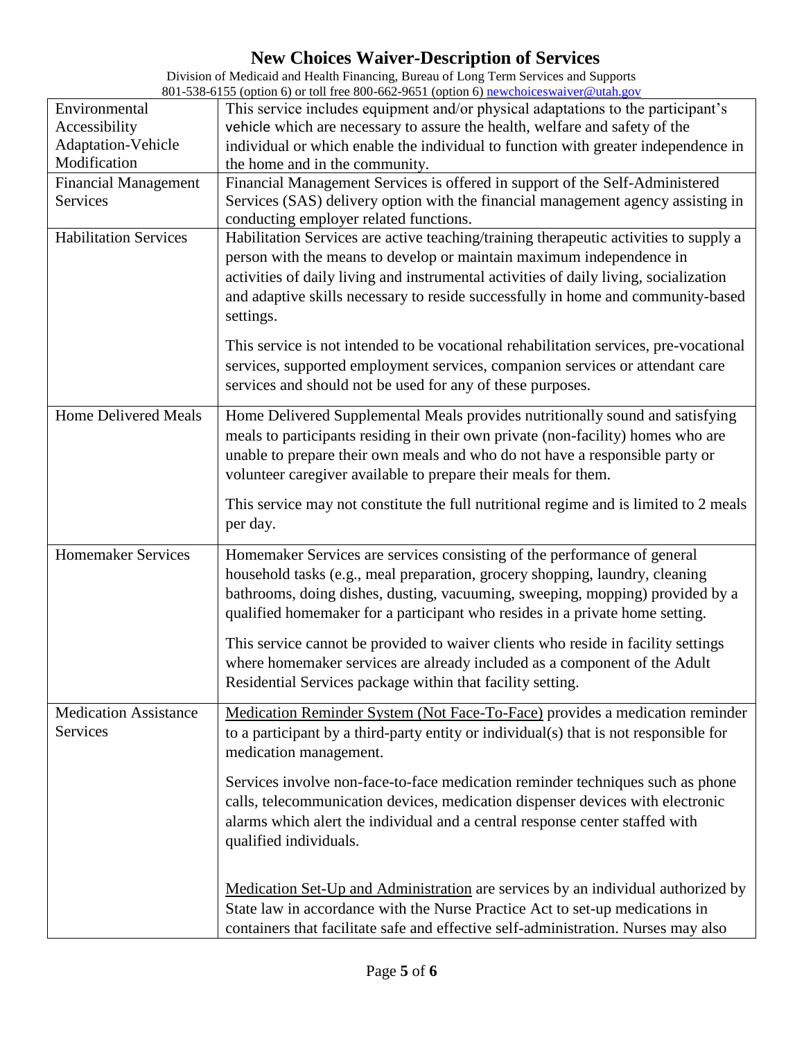# New Choices Waiver-Description of Services

Division of Medicaid and Health Financing, Bureau of Long Term Services and Supports
801-538-6155 (option 6) or toll free 800-662-9651 (option 6) newchoiceswaiver@utah.gov

| | |
|---|---|
| Environmental Accessibility Adaptation-Vehicle Modification | This service includes equipment and/or physical adaptations to the participant's vehicle which are necessary to assure the health, welfare and safety of the individual or which enable the individual to function with greater independence in the home and in the community. |
| Financial Management Services | Financial Management Services is offered in support of the Self-Administered Services (SAS) delivery option with the financial management agency assisting in conducting employer related functions. |
| Habilitation Services | Habilitation Services are active teaching/training therapeutic activities to supply a person with the means to develop or maintain maximum independence in activities of daily living and instrumental activities of daily living, socialization and adaptive skills necessary to reside successfully in home and community-based settings.<br><br>This service is not intended to be vocational rehabilitation services, pre-vocational services, supported employment services, companion services or attendant care services and should not be used for any of these purposes. |
| Home Delivered Meals | Home Delivered Supplemental Meals provides nutritionally sound and satisfying meals to participants residing in their own private (non-facility) homes who are unable to prepare their own meals and who do not have a responsible party or volunteer caregiver available to prepare their meals for them.<br><br>This service may not constitute the full nutritional regime and is limited to 2 meals per day. |
| Homemaker Services | Homemaker Services are services consisting of the performance of general household tasks (e.g., meal preparation, grocery shopping, laundry, cleaning bathrooms, doing dishes, dusting, vacuuming, sweeping, mopping) provided by a qualified homemaker for a participant who resides in a private home setting.<br><br>This service cannot be provided to waiver clients who reside in facility settings where homemaker services are already included as a component of the Adult Residential Services package within that facility setting. |
| Medication Assistance Services | Medication Reminder System (Not Face-To-Face) provides a medication reminder to a participant by a third-party entity or individual(s) that is not responsible for medication management.<br><br>Services involve non-face-to-face medication reminder techniques such as phone calls, telecommunication devices, medication dispenser devices with electronic alarms which alert the individual and a central response center staffed with qualified individuals.<br><br>Medication Set-Up and Administration are services by an individual authorized by State law in accordance with the Nurse Practice Act to set-up medications in containers that facilitate safe and effective self-administration. Nurses may also |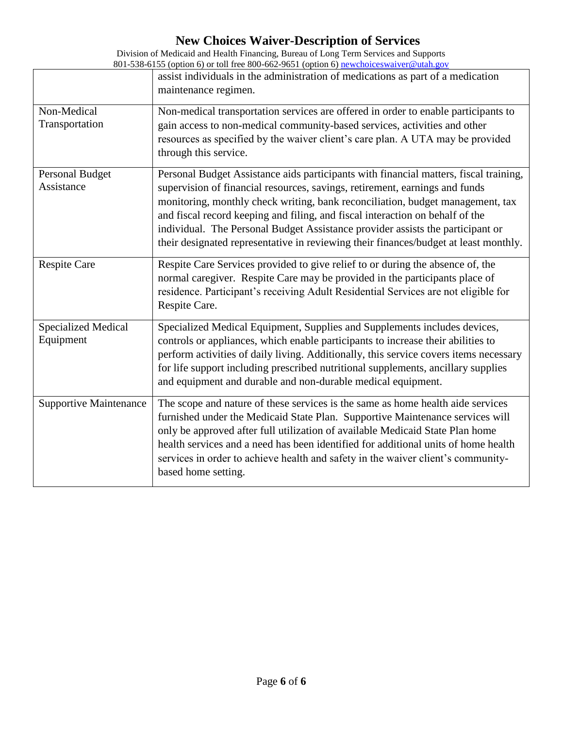| | |
|---|---|
| | assist individuals in the administration of medications as part of a medication maintenance regimen. |
| Non-Medical Transportation | Non-medical transportation services are offered in order to enable participants to gain access to non-medical community-based services, activities and other resources as specified by the waiver client's care plan. A UTA may be provided through this service. |
| Personal Budget Assistance | Personal Budget Assistance aids participants with financial matters, fiscal training, supervision of financial resources, savings, retirement, earnings and funds monitoring, monthly check writing, bank reconciliation, budget management, tax and fiscal record keeping and filing, and fiscal interaction on behalf of the individual. The Personal Budget Assistance provider assists the participant or their designated representative in reviewing their finances/budget at least monthly. |
| Respite Care | Respite Care Services provided to give relief to or during the absence of, the normal caregiver. Respite Care may be provided in the participants place of residence. Participant's receiving Adult Residential Services are not eligible for Respite Care. |
| Specialized Medical Equipment | Specialized Medical Equipment, Supplies and Supplements includes devices, controls or appliances, which enable participants to increase their abilities to perform activities of daily living. Additionally, this service covers items necessary for life support including prescribed nutritional supplements, ancillary supplies and equipment and durable and non-durable medical equipment. |
| Supportive Maintenance | The scope and nature of these services is the same as home health aide services furnished under the Medicaid State Plan. Supportive Maintenance services will only be approved after full utilization of available Medicaid State Plan home health services and a need has been identified for additional units of home health services in order to achieve health and safety in the waiver client's community-based home setting. |